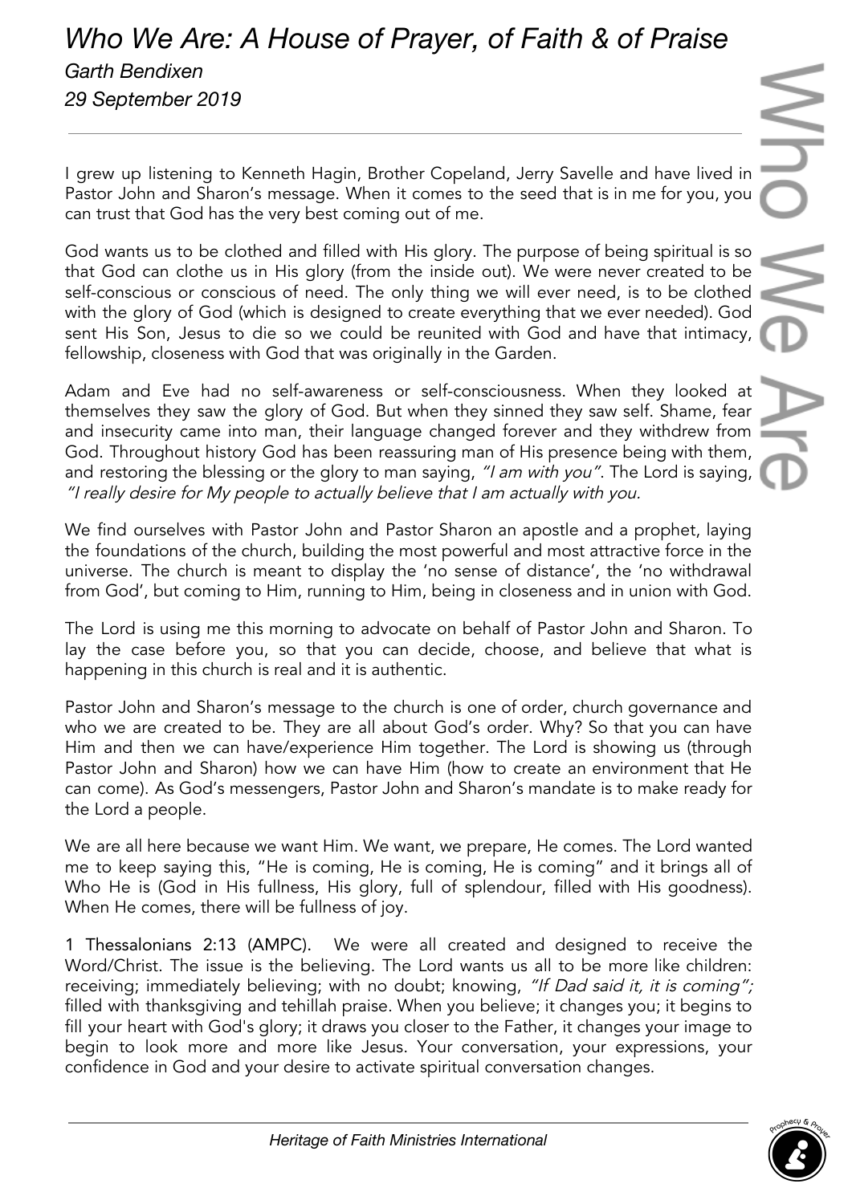# *Who We Are: A House of Prayer, of Faith & of Praise*

*Garth Bendixen*

*29 September 2019*

---

I grew up listening to Kenneth Hagin, Brother Copeland, Jerry Savelle and have lived in Pastor John and Sharon's message. When it comes to the seed that is in me for you, you can trust that God has the very best coming out of me.

God wants us to be clothed and filled with His glory. The purpose of being spiritual is so that God can clothe us in His glory (from the inside out). We were never created to be self-conscious or conscious of need. The only thing we will ever need, is to be clothed with the glory of God (which is designed to create everything that we ever needed). God sent His Son, Jesus to die so we could be reunited with God and have that intimacy, fellowship, closeness with God that was originally in the Garden.

Adam and Eve had no self-awareness or self-consciousness. When they looked at themselves they saw the glory of God. But when they sinned they saw self. Shame, fear and insecurity came into man, their language changed forever and they withdrew from God. Throughout history God has been reassuring man of His presence being with them, and restoring the blessing or the glory to man saying, *"I am with you"*. The Lord is saying, *"I really desire for My people to actually believe that I am actually with you.*

We find ourselves with Pastor John and Pastor Sharon an apostle and a prophet, laying the foundations of the church, building the most powerful and most attractive force in the universe. The church is meant to display the 'no sense of distance', the 'no withdrawal from God', but coming to Him, running to Him, being in closeness and in union with God.

The Lord is using me this morning to advocate on behalf of Pastor John and Sharon. To lay the case before you, so that you can decide, choose, and believe that what is happening in this church is real and it is authentic.

Pastor John and Sharon's message to the church is one of order, church governance and who we are created to be. They are all about God's order. Why? So that you can have Him and then we can have/experience Him together. The Lord is showing us (through Pastor John and Sharon) how we can have Him (how to create an environment that He can come). As God's messengers, Pastor John and Sharon's mandate is to make ready for the Lord a people.

We are all here because we want Him. We want, we prepare, He comes. The Lord wanted me to keep saying this, "He is coming, He is coming, He is coming" and it brings all of Who He is (God in His fullness, His glory, full of splendour, filled with His goodness). When He comes, there will be fullness of joy.

1 Thessalonians 2:13 (AMPC). We were all created and designed to receive the Word/Christ. The issue is the believing. The Lord wants us all to be more like children: receiving; immediately believing; with no doubt; knowing, *"If Dad said it, it is coming";* filled with thanksgiving and tehillah praise. When you believe; it changes you; it begins to fill your heart with God's glory; it draws you closer to the Father, it changes your image to begin to look more and more like Jesus. Your conversation, your expressions, your confidence in God and your desire to activate spiritual conversation changes.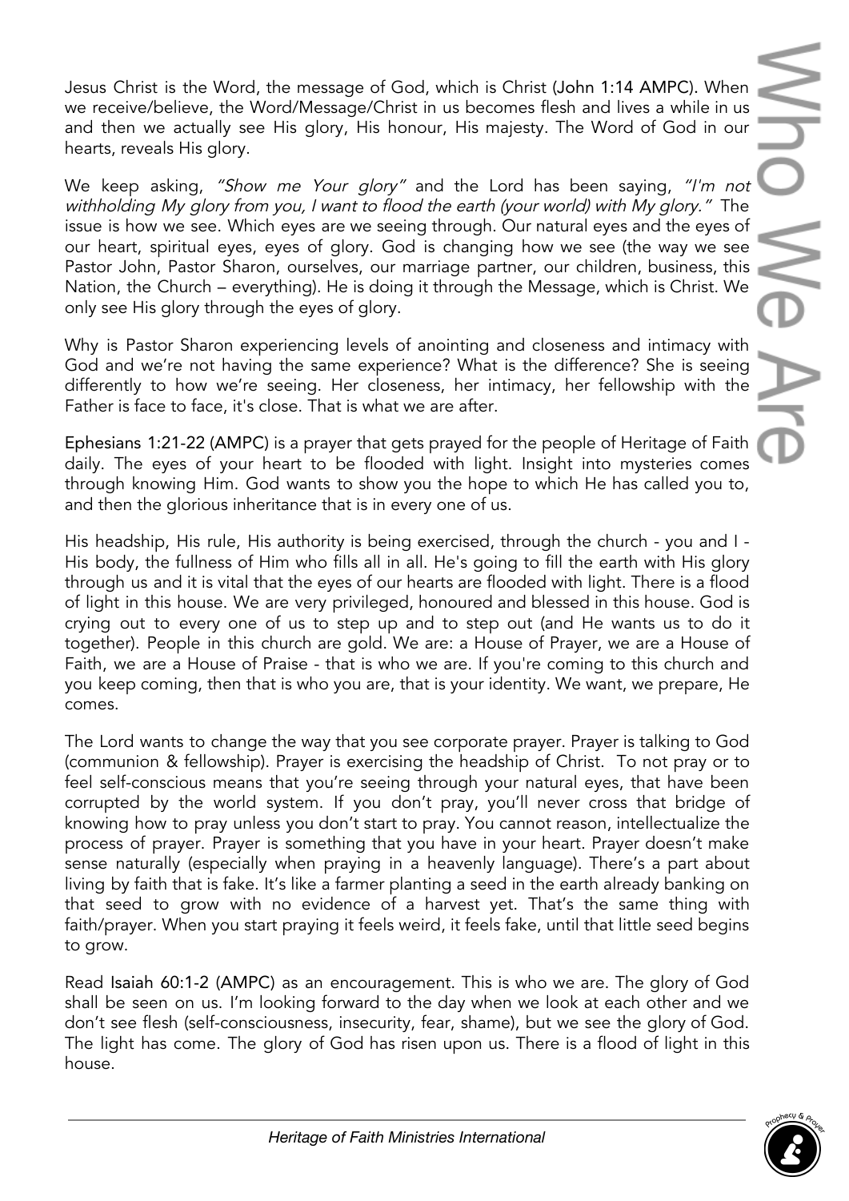Jesus Christ is the Word, the message of God, which is Christ (John 1:14 AMPC). When we receive/believe, the Word/Message/Christ in us becomes flesh and lives a while in us and then we actually see His glory, His honour, His majesty. The Word of God in our hearts, reveals His glory.

We keep asking, *"Show me Your glory"* and the Lord has been saying, *"I'm not withholding My glory from you, I want to flood the earth (your world) with My glory."* The issue is how we see. Which eyes are we seeing through. Our natural eyes and the eyes of our heart, spiritual eyes, eyes of glory. God is changing how we see (the way we see Pastor John, Pastor Sharon, ourselves, our marriage partner, our children, business, this Nation, the Church – everything). He is doing it through the Message, which is Christ. We only see His glory through the eyes of glory.

Why is Pastor Sharon experiencing levels of anointing and closeness and intimacy with God and we're not having the same experience? What is the difference? She is seeing differently to how we're seeing. Her closeness, her intimacy, her fellowship with the Father is face to face, it's close. That is what we are after.

Ephesians 1:21-22 (AMPC) is a prayer that gets prayed for the people of Heritage of Faith daily. The eyes of your heart to be flooded with light. Insight into mysteries comes through knowing Him. God wants to show you the hope to which He has called you to, and then the glorious inheritance that is in every one of us.

His headship, His rule, His authority is being exercised, through the church - you and I - His body, the fullness of Him who fills all in all. He's going to fill the earth with His glory through us and it is vital that the eyes of our hearts are flooded with light. There is a flood of light in this house. We are very privileged, honoured and blessed in this house. God is crying out to every one of us to step up and to step out (and He wants us to do it together). People in this church are gold. We are: a House of Prayer, we are a House of Faith, we are a House of Praise - that is who we are. If you're coming to this church and you keep coming, then that is who you are, that is your identity. We want, we prepare, He comes.

The Lord wants to change the way that you see corporate prayer. Prayer is talking to God (communion & fellowship). Prayer is exercising the headship of Christ. To not pray or to feel self-conscious means that you're seeing through your natural eyes, that have been corrupted by the world system. If you don't pray, you'll never cross that bridge of knowing how to pray unless you don't start to pray. You cannot reason, intellectualize the process of prayer. Prayer is something that you have in your heart. Prayer doesn't make sense naturally (especially when praying in a heavenly language). There's a part about living by faith that is fake. It's like a farmer planting a seed in the earth already banking on that seed to grow with no evidence of a harvest yet. That's the same thing with faith/prayer. When you start praying it feels weird, it feels fake, until that little seed begins to grow.

Read Isaiah 60:1-2 (AMPC) as an encouragement. This is who we are. The glory of God shall be seen on us. I'm looking forward to the day when we look at each other and we don't see flesh (self-consciousness, insecurity, fear, shame), but we see the glory of God. The light has come. The glory of God has risen upon us. There is a flood of light in this house.